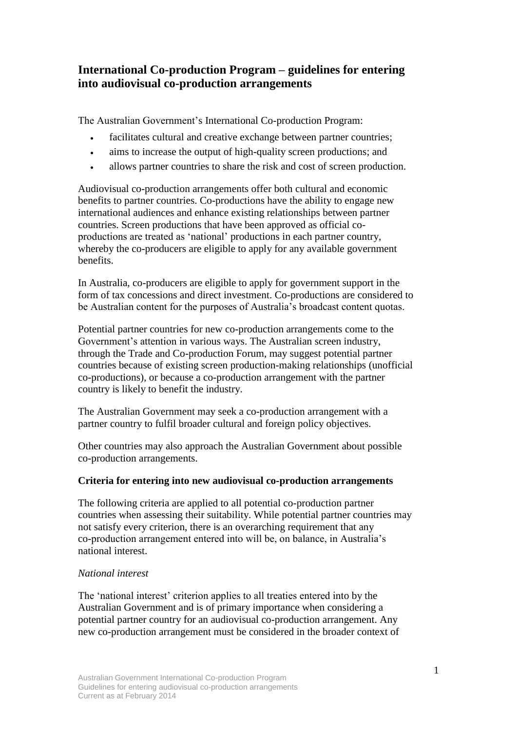# International Co-production Program – guidelines for entering into audiovisual co-production arrangements

The Australian Government's International Co-production Program:

- facilitates cultural and creative exchange between partner countries;
- aims to increase the output of high-quality screen productions; and
- allows partner countries to share the risk and cost of screen production.

Audiovisual co-production arrangements offer both cultural and economic benefits to partner countries. Co-productions have the ability to engage new international audiences and enhance existing relationships between partner countries. Screen productions that have been approved as official co-productions are treated as 'national' productions in each partner country, whereby the co-producers are eligible to apply for any available government benefits.

In Australia, co-producers are eligible to apply for government support in the form of tax concessions and direct investment. Co-productions are considered to be Australian content for the purposes of Australia's broadcast content quotas.

Potential partner countries for new co-production arrangements come to the Government's attention in various ways. The Australian screen industry, through the Trade and Co-production Forum, may suggest potential partner countries because of existing screen production-making relationships (unofficial co-productions), or because a co-production arrangement with the partner country is likely to benefit the industry.

The Australian Government may seek a co-production arrangement with a partner country to fulfil broader cultural and foreign policy objectives.

Other countries may also approach the Australian Government about possible co-production arrangements.

**Criteria for entering into new audiovisual co-production arrangements**

The following criteria are applied to all potential co-production partner countries when assessing their suitability. While potential partner countries may not satisfy every criterion, there is an overarching requirement that any co-production arrangement entered into will be, on balance, in Australia's national interest.

*National interest*

The 'national interest' criterion applies to all treaties entered into by the Australian Government and is of primary importance when considering a potential partner country for an audiovisual co-production arrangement. Any new co-production arrangement must be considered in the broader context of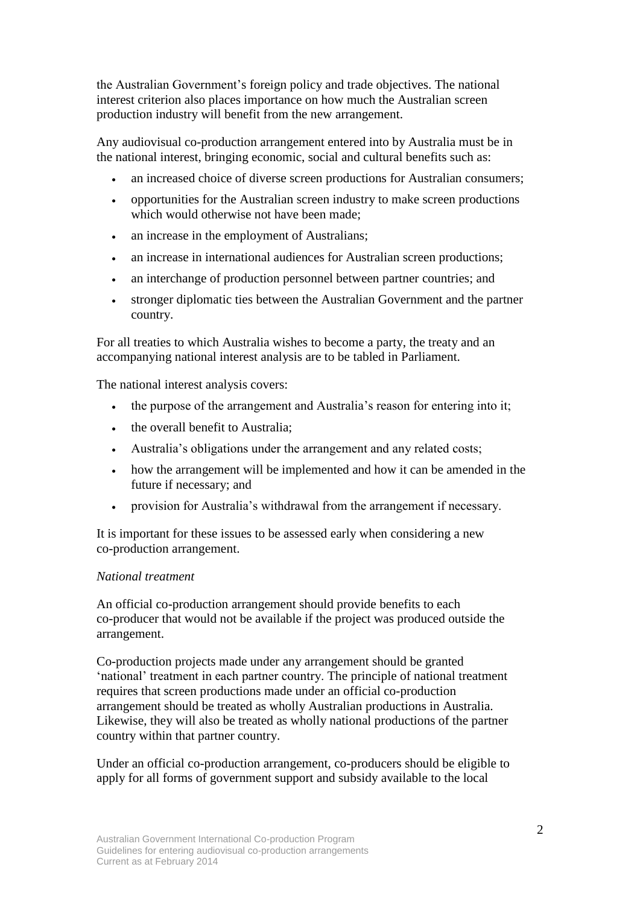the Australian Government's foreign policy and trade objectives. The national interest criterion also places importance on how much the Australian screen production industry will benefit from the new arrangement.

Any audiovisual co-production arrangement entered into by Australia must be in the national interest, bringing economic, social and cultural benefits such as:

- an increased choice of diverse screen productions for Australian consumers;
- opportunities for the Australian screen industry to make screen productions which would otherwise not have been made;
- an increase in the employment of Australians;
- an increase in international audiences for Australian screen productions;
- an interchange of production personnel between partner countries; and
- stronger diplomatic ties between the Australian Government and the partner country.

For all treaties to which Australia wishes to become a party, the treaty and an accompanying national interest analysis are to be tabled in Parliament.

The national interest analysis covers:

- the purpose of the arrangement and Australia's reason for entering into it;
- the overall benefit to Australia;
- Australia's obligations under the arrangement and any related costs;
- how the arrangement will be implemented and how it can be amended in the future if necessary; and
- provision for Australia's withdrawal from the arrangement if necessary.

It is important for these issues to be assessed early when considering a new co-production arrangement.

*National treatment*

An official co-production arrangement should provide benefits to each co-producer that would not be available if the project was produced outside the arrangement.

Co-production projects made under any arrangement should be granted 'national' treatment in each partner country. The principle of national treatment requires that screen productions made under an official co-production arrangement should be treated as wholly Australian productions in Australia. Likewise, they will also be treated as wholly national productions of the partner country within that partner country.

Under an official co-production arrangement, co-producers should be eligible to apply for all forms of government support and subsidy available to the local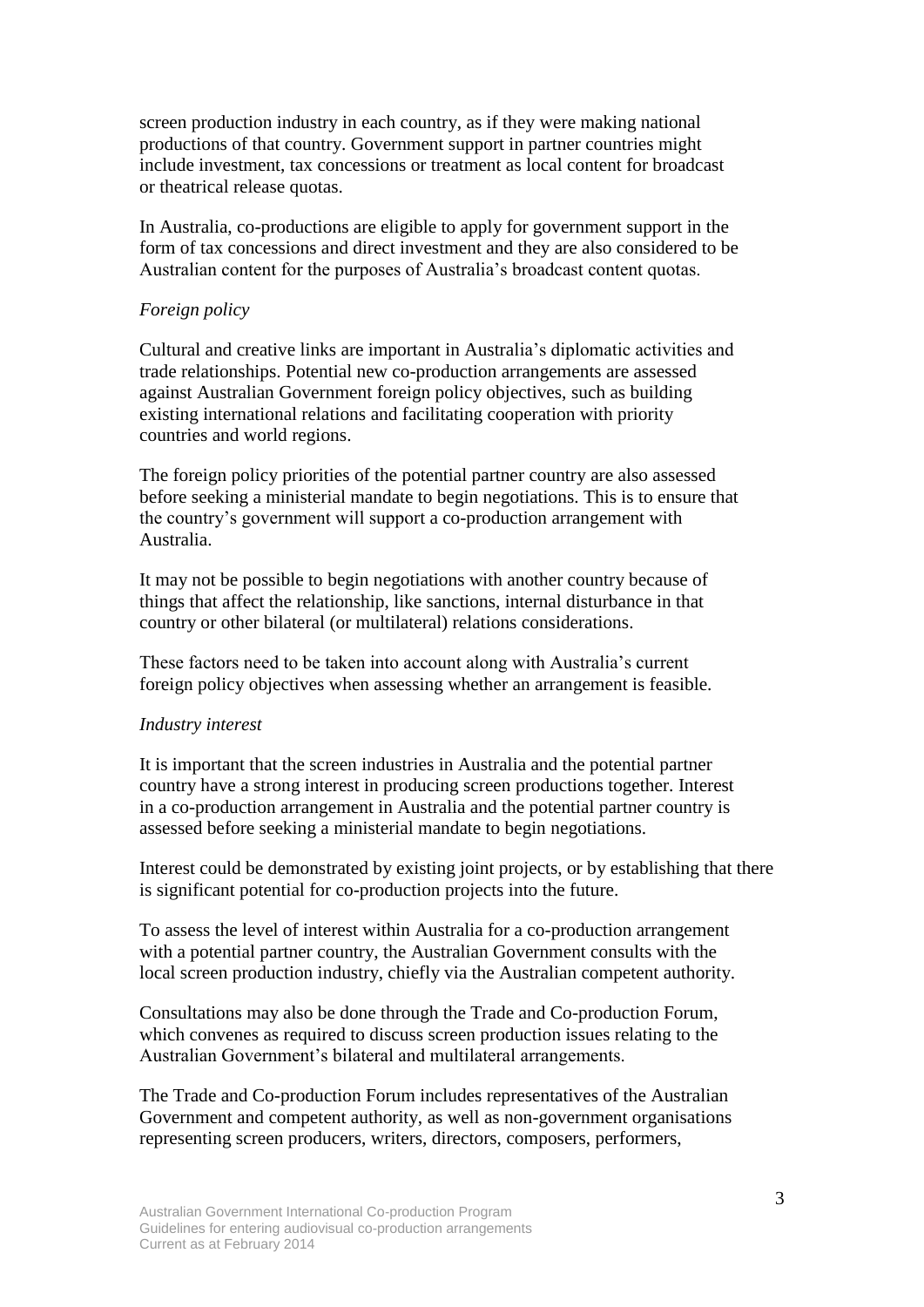screen production industry in each country, as if they were making national productions of that country. Government support in partner countries might include investment, tax concessions or treatment as local content for broadcast or theatrical release quotas.

In Australia, co-productions are eligible to apply for government support in the form of tax concessions and direct investment and they are also considered to be Australian content for the purposes of Australia's broadcast content quotas.

*Foreign policy*

Cultural and creative links are important in Australia's diplomatic activities and trade relationships. Potential new co-production arrangements are assessed against Australian Government foreign policy objectives, such as building existing international relations and facilitating cooperation with priority countries and world regions.

The foreign policy priorities of the potential partner country are also assessed before seeking a ministerial mandate to begin negotiations. This is to ensure that the country's government will support a co-production arrangement with Australia.

It may not be possible to begin negotiations with another country because of things that affect the relationship, like sanctions, internal disturbance in that country or other bilateral (or multilateral) relations considerations.

These factors need to be taken into account along with Australia's current foreign policy objectives when assessing whether an arrangement is feasible.

*Industry interest*

It is important that the screen industries in Australia and the potential partner country have a strong interest in producing screen productions together. Interest in a co-production arrangement in Australia and the potential partner country is assessed before seeking a ministerial mandate to begin negotiations.

Interest could be demonstrated by existing joint projects, or by establishing that there is significant potential for co-production projects into the future.

To assess the level of interest within Australia for a co-production arrangement with a potential partner country, the Australian Government consults with the local screen production industry, chiefly via the Australian competent authority.

Consultations may also be done through the Trade and Co-production Forum, which convenes as required to discuss screen production issues relating to the Australian Government's bilateral and multilateral arrangements.

The Trade and Co-production Forum includes representatives of the Australian Government and competent authority, as well as non-government organisations representing screen producers, writers, directors, composers, performers,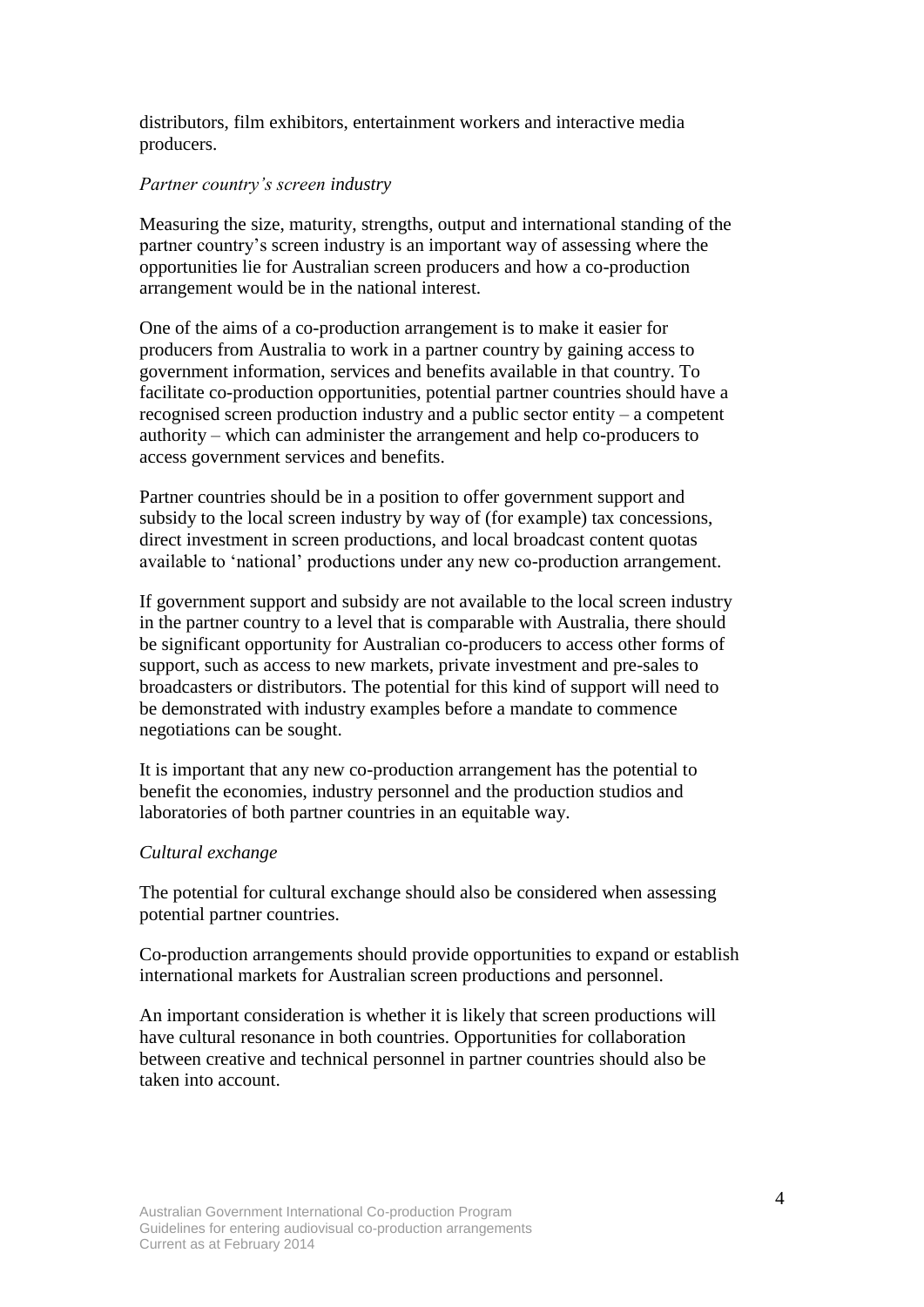distributors, film exhibitors, entertainment workers and interactive media producers.

*Partner country's screen industry*

Measuring the size, maturity, strengths, output and international standing of the partner country's screen industry is an important way of assessing where the opportunities lie for Australian screen producers and how a co-production arrangement would be in the national interest.

One of the aims of a co-production arrangement is to make it easier for producers from Australia to work in a partner country by gaining access to government information, services and benefits available in that country. To facilitate co-production opportunities, potential partner countries should have a recognised screen production industry and a public sector entity – a competent authority – which can administer the arrangement and help co-producers to access government services and benefits.

Partner countries should be in a position to offer government support and subsidy to the local screen industry by way of (for example) tax concessions, direct investment in screen productions, and local broadcast content quotas available to 'national' productions under any new co-production arrangement.

If government support and subsidy are not available to the local screen industry in the partner country to a level that is comparable with Australia, there should be significant opportunity for Australian co-producers to access other forms of support, such as access to new markets, private investment and pre-sales to broadcasters or distributors. The potential for this kind of support will need to be demonstrated with industry examples before a mandate to commence negotiations can be sought.

It is important that any new co-production arrangement has the potential to benefit the economies, industry personnel and the production studios and laboratories of both partner countries in an equitable way.

*Cultural exchange*

The potential for cultural exchange should also be considered when assessing potential partner countries.

Co-production arrangements should provide opportunities to expand or establish international markets for Australian screen productions and personnel.

An important consideration is whether it is likely that screen productions will have cultural resonance in both countries. Opportunities for collaboration between creative and technical personnel in partner countries should also be taken into account.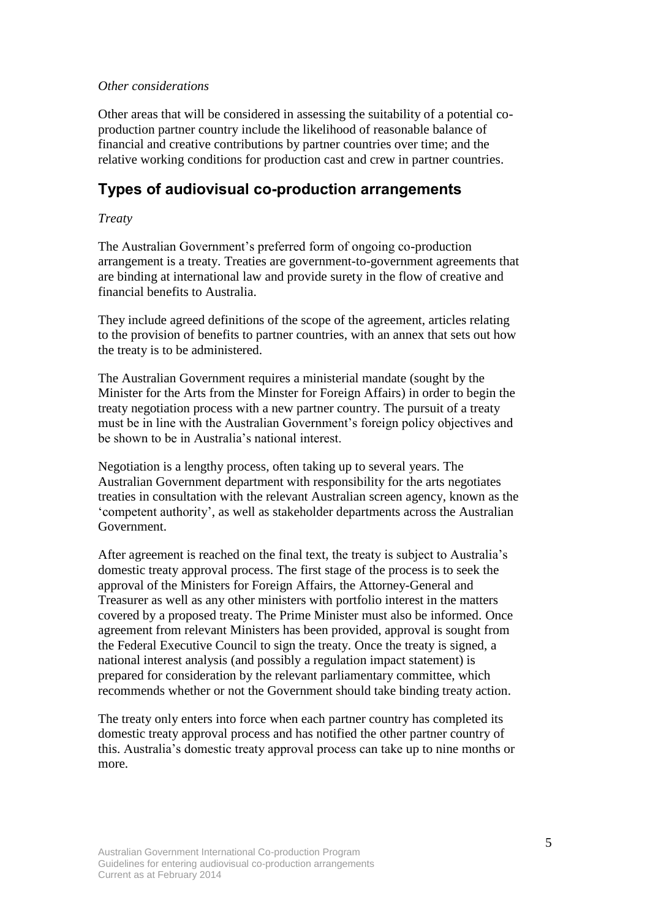*Other considerations*

Other areas that will be considered in assessing the suitability of a potential co-production partner country include the likelihood of reasonable balance of financial and creative contributions by partner countries over time; and the relative working conditions for production cast and crew in partner countries.

## Types of audiovisual co-production arrangements

*Treaty*

The Australian Government's preferred form of ongoing co-production arrangement is a treaty. Treaties are government-to-government agreements that are binding at international law and provide surety in the flow of creative and financial benefits to Australia.

They include agreed definitions of the scope of the agreement, articles relating to the provision of benefits to partner countries, with an annex that sets out how the treaty is to be administered.

The Australian Government requires a ministerial mandate (sought by the Minister for the Arts from the Minster for Foreign Affairs) in order to begin the treaty negotiation process with a new partner country. The pursuit of a treaty must be in line with the Australian Government's foreign policy objectives and be shown to be in Australia's national interest.

Negotiation is a lengthy process, often taking up to several years. The Australian Government department with responsibility for the arts negotiates treaties in consultation with the relevant Australian screen agency, known as the 'competent authority', as well as stakeholder departments across the Australian Government.

After agreement is reached on the final text, the treaty is subject to Australia's domestic treaty approval process. The first stage of the process is to seek the approval of the Ministers for Foreign Affairs, the Attorney-General and Treasurer as well as any other ministers with portfolio interest in the matters covered by a proposed treaty. The Prime Minister must also be informed. Once agreement from relevant Ministers has been provided, approval is sought from the Federal Executive Council to sign the treaty. Once the treaty is signed, a national interest analysis (and possibly a regulation impact statement) is prepared for consideration by the relevant parliamentary committee, which recommends whether or not the Government should take binding treaty action.

The treaty only enters into force when each partner country has completed its domestic treaty approval process and has notified the other partner country of this. Australia's domestic treaty approval process can take up to nine months or more.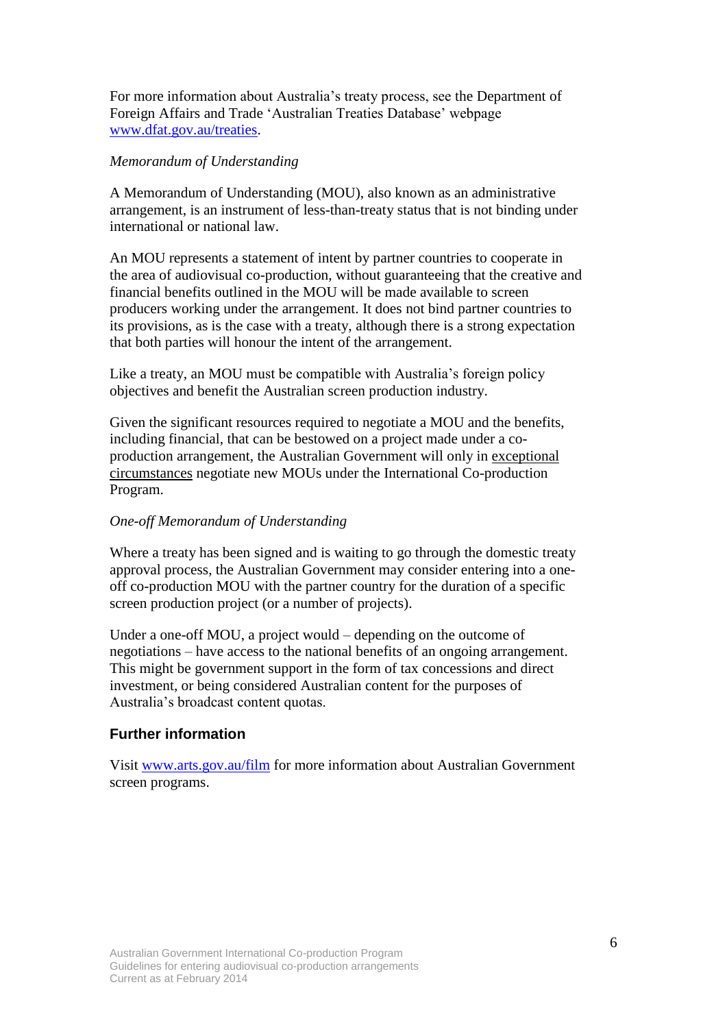For more information about Australia's treaty process, see the Department of Foreign Affairs and Trade 'Australian Treaties Database' webpage [www.dfat.gov.au/treaties](http://www.dfat.gov.au/treaties).

*Memorandum of Understanding*

A Memorandum of Understanding (MOU), also known as an administrative arrangement, is an instrument of less-than-treaty status that is not binding under international or national law.

An MOU represents a statement of intent by partner countries to cooperate in the area of audiovisual co-production, without guaranteeing that the creative and financial benefits outlined in the MOU will be made available to screen producers working under the arrangement. It does not bind partner countries to its provisions, as is the case with a treaty, although there is a strong expectation that both parties will honour the intent of the arrangement.

Like a treaty, an MOU must be compatible with Australia's foreign policy objectives and benefit the Australian screen production industry.

Given the significant resources required to negotiate a MOU and the benefits, including financial, that can be bestowed on a project made under a co-production arrangement, the Australian Government will only in exceptional circumstances negotiate new MOUs under the International Co-production Program.

*One-off Memorandum of Understanding*

Where a treaty has been signed and is waiting to go through the domestic treaty approval process, the Australian Government may consider entering into a one-off co-production MOU with the partner country for the duration of a specific screen production project (or a number of projects).

Under a one-off MOU, a project would – depending on the outcome of negotiations – have access to the national benefits of an ongoing arrangement. This might be government support in the form of tax concessions and direct investment, or being considered Australian content for the purposes of Australia's broadcast content quotas.

## Further information

Visit [www.arts.gov.au/film](http://www.arts.gov.au/film) for more information about Australian Government screen programs.